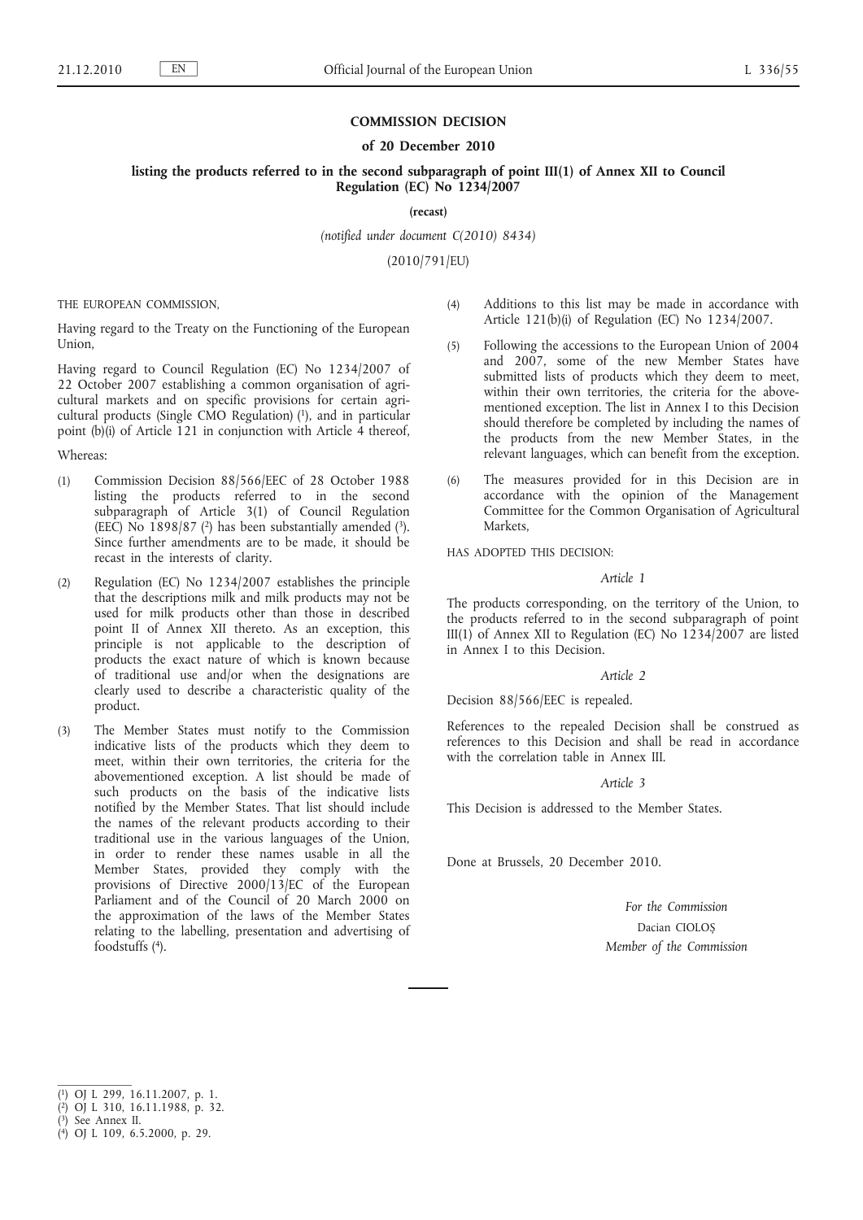# COMMISSION DECISION

## of 20 December 2010

## listing the products referred to in the second subparagraph of point III(1) of Annex XII to Council Regulation (EC) No 1234/2007

**(recast)**

*(notified under document C(2010) 8434)*

(2010/791/EU)

THE EUROPEAN COMMISSION,

Having regard to the Treaty on the Functioning of the European Union,

Having regard to Council Regulation (EC) No 1234/2007 of 22 October 2007 establishing a common organisation of agricultural markets and on specific provisions for certain agricultural products (Single CMO Regulation) [1], and in particular point (b)(i) of Article 121 in conjunction with Article 4 thereof,

Whereas:

(1) Commission Decision 88/566/EEC of 28 October 1988 listing the products referred to in the second subparagraph of Article 3(1) of Council Regulation (EEC) No 1898/87 [2] has been substantially amended [3]. Since further amendments are to be made, it should be recast in the interests of clarity.

(2) Regulation (EC) No 1234/2007 establishes the principle that the descriptions milk and milk products may not be used for milk products other than those in described point II of Annex XII thereto. As an exception, this principle is not applicable to the description of products the exact nature of which is known because of traditional use and/or when the designations are clearly used to describe a characteristic quality of the product.

(3) The Member States must notify to the Commission indicative lists of the products which they deem to meet, within their own territories, the criteria for the abovementioned exception. A list should be made of such products on the basis of the indicative lists notified by the Member States. That list should include the names of the relevant products according to their traditional use in the various languages of the Union, in order to render these names usable in all the Member States, provided they comply with the provisions of Directive 2000/13/EC of the European Parliament and of the Council of 20 March 2000 on the approximation of the laws of the Member States relating to the labelling, presentation and advertising of foodstuffs [4].

(4) Additions to this list may be made in accordance with Article 121(b)(i) of Regulation (EC) No 1234/2007.

(5) Following the accessions to the European Union of 2004 and 2007, some of the new Member States have submitted lists of products which they deem to meet, within their own territories, the criteria for the abovementioned exception. The list in Annex I to this Decision should therefore be completed by including the names of the products from the new Member States, in the relevant languages, which can benefit from the exception.

(6) The measures provided for in this Decision are in accordance with the opinion of the Management Committee for the Common Organisation of Agricultural Markets,

HAS ADOPTED THIS DECISION:

*Article 1*

The products corresponding, on the territory of the Union, to the products referred to in the second subparagraph of point III(1) of Annex XII to Regulation (EC) No 1234/2007 are listed in Annex I to this Decision.

*Article 2*

Decision 88/566/EEC is repealed.

References to the repealed Decision shall be construed as references to this Decision and shall be read in accordance with the correlation table in Annex III.

*Article 3*

This Decision is addressed to the Member States.

Done at Brussels, 20 December 2010.

*For the Commission*

Dacian CIOLOȘ

*Member of the Commission*

---

[1] OJ L 299, 16.11.2007, p. 1.

[2] OJ L 310, 16.11.1988, p. 32.

[3] See Annex II.

[4] OJ L 109, 6.5.2000, p. 29.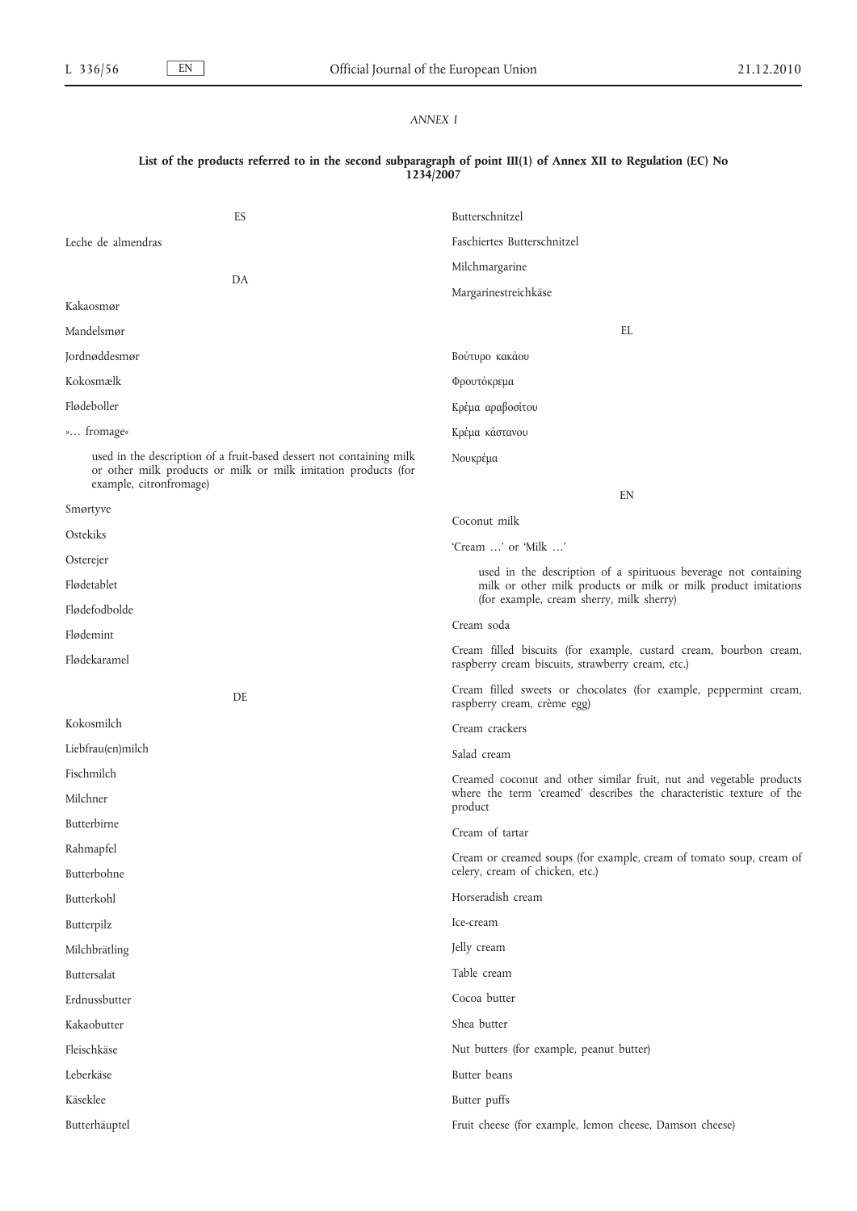*ANNEX I*

**List of the products referred to in the second subparagraph of point III(1) of Annex XII to Regulation (EC) No 1234/2007**

ES

Leche de almendras

DA

Kakaosmør

Mandelsmør

Jordnøddesmør

Kokosmælk

Flødeboller

»… fromage«

used in the description of a fruit-based dessert not containing milk or other milk products or milk or milk imitation products (for example, citronfromage)

Smørtyve

Ostekiks

Osterejer

Flødetablet

Flødefodbolde

Flødemint

Flødekaramel

DE

Kokosmilch

Liebfrau(en)milch

Fischmilch

Milchner

Butterbirne

Rahmapfel

Butterbohne

Butterkohl

Butterpilz

Milchbrätling

Buttersalat

Erdnussbutter

Kakaobutter

Fleischkäse

Leberkäse

Käseklee

Butterhäuptel

Butterschnitzel

Faschiertes Butterschnitzel

Milchmargarine

Margarinestreichkäse

EL

Βούτυρο κακάου

Φρουτόκρεμα

Κρέμα αραβοσίτου

Κρέμα κάστανου

Νουκρέμα

EN

Coconut milk

'Cream …' or 'Milk …'

used in the description of a spirituous beverage not containing milk or other milk products or milk or milk product imitations (for example, cream sherry, milk sherry)

Cream soda

Cream filled biscuits (for example, custard cream, bourbon cream, raspberry cream biscuits, strawberry cream, etc.)

Cream filled sweets or chocolates (for example, peppermint cream, raspberry cream, crème egg)

Cream crackers

Salad cream

Creamed coconut and other similar fruit, nut and vegetable products where the term 'creamed' describes the characteristic texture of the product

Cream of tartar

Cream or creamed soups (for example, cream of tomato soup, cream of celery, cream of chicken, etc.)

Horseradish cream

Ice-cream

Jelly cream

Table cream

Cocoa butter

Shea butter

Nut butters (for example, peanut butter)

Butter beans

Butter puffs

Fruit cheese (for example, lemon cheese, Damson cheese)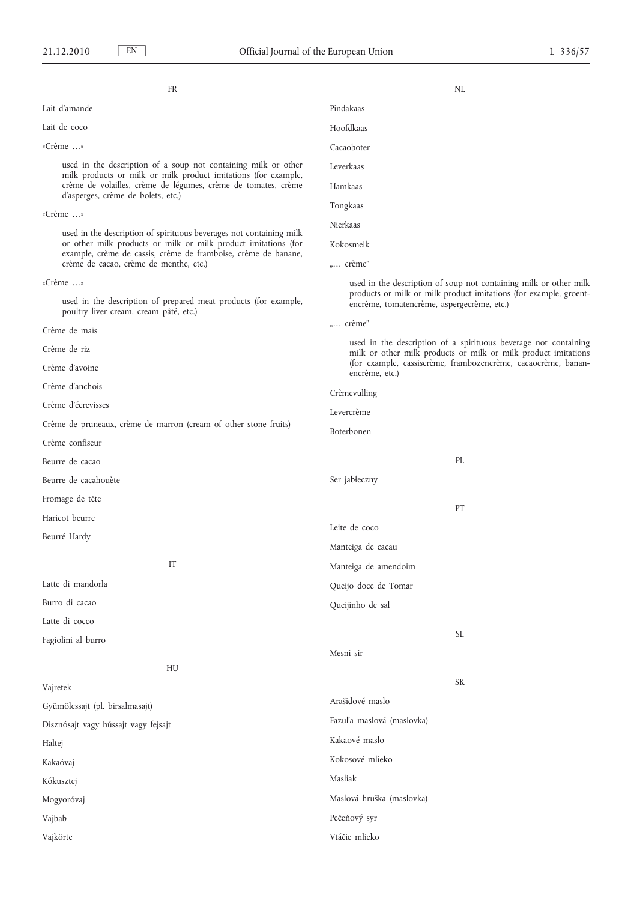FR

Lait d'amande

Lait de coco

«Crème …»

used in the description of a soup not containing milk or other milk products or milk or milk product imitations (for example, crème de volailles, crème de légumes, crème de tomates, crème d'asperges, crème de bolets, etc.)

«Crème …»

used in the description of spirituous beverages not containing milk or other milk products or milk or milk product imitations (for example, crème de cassis, crème de framboise, crème de banane, crème de cacao, crème de menthe, etc.)

«Crème …»

used in the description of prepared meat products (for example, poultry liver cream, cream pâté, etc.)

Crème de maïs

Crème de riz

Crème d'avoine

Crème d'anchois

Crème d'écrevisses

Crème de pruneaux, crème de marron (cream of other stone fruits)

Crème confiseur

Beurre de cacao

Beurre de cacahouète

Fromage de tête

Haricot beurre

Beurré Hardy

IT

Latte di mandorla

Burro di cacao

Latte di cocco

Fagiolini al burro

HU

Vajretek

Gyümölcssajt (pl. birsalmasajt)

Disznósajt vagy hússajt vagy fejsajt

Haltej

Kakaóvaj

Kókusztej

Mogyoróvaj

Vajbab

Vajkörte

NL

Pindakaas

Hoofdkaas

Cacaoboter

Leverkaas

Hamkaas

Tongkaas

Nierkaas

Kokosmelk

„… crème"

used in the description of soup not containing milk or other milk products or milk or milk product imitations (for example, groentencrème, tomatencrème, aspergecrème, etc.)

„… crème"

used in the description of a spirituous beverage not containing milk or other milk products or milk or milk product imitations (for example, cassiscrème, frambozencrème, cacaocrème, bananencrème, etc.)

Crèmevulling

Levercrème

Boterbonen

PL

Ser jabłeczny

PT

Leite de coco

Manteiga de cacau

Manteiga de amendoim

Queijo doce de Tomar

Queijinho de sal

SL

Mesni sir

SK

Arašidové maslo

Fazuľa maslová (maslovka)

Kakaové maslo

Kokosové mlieko

Masliak

Maslová hruška (maslovka)

Pečeňový syr

Vtáčie mlieko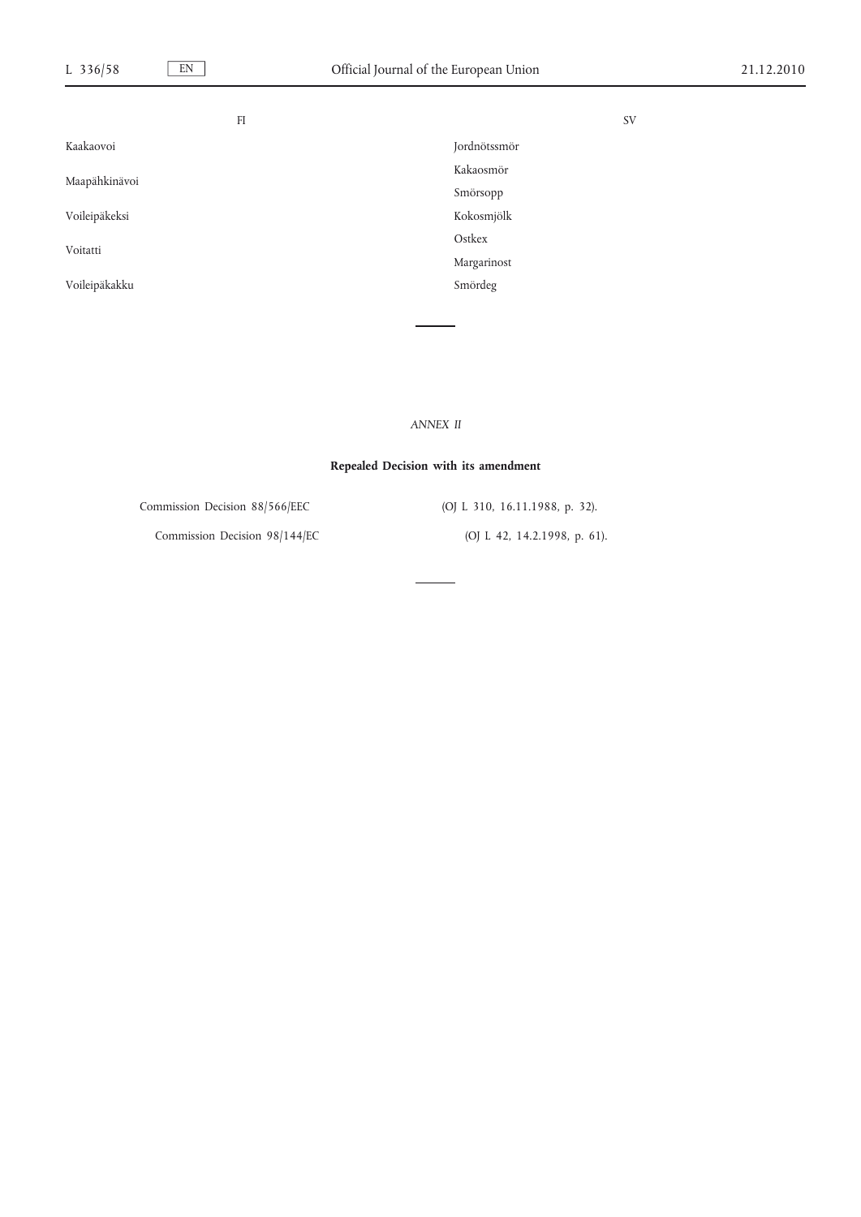| FI | SV |
|---|---|
| Kaakaovoi | Jordnötssmör |
| Maapähkinävoi | Kakaosmör |
| | Smörsopp |
| Voileipäkeksi | Kokosmjölk |
| Voitatti | Ostkex |
| | Margarinost |
| Voileipäkakku | Smördeg |

---

*ANNEX II*

**Repealed Decision with its amendment**

| | |
|---|---|
| Commission Decision 88/566/EEC | (OJ L 310, 16.11.1988, p. 32). |
| Commission Decision 98/144/EC | (OJ L 42, 14.2.1998, p. 61). |

---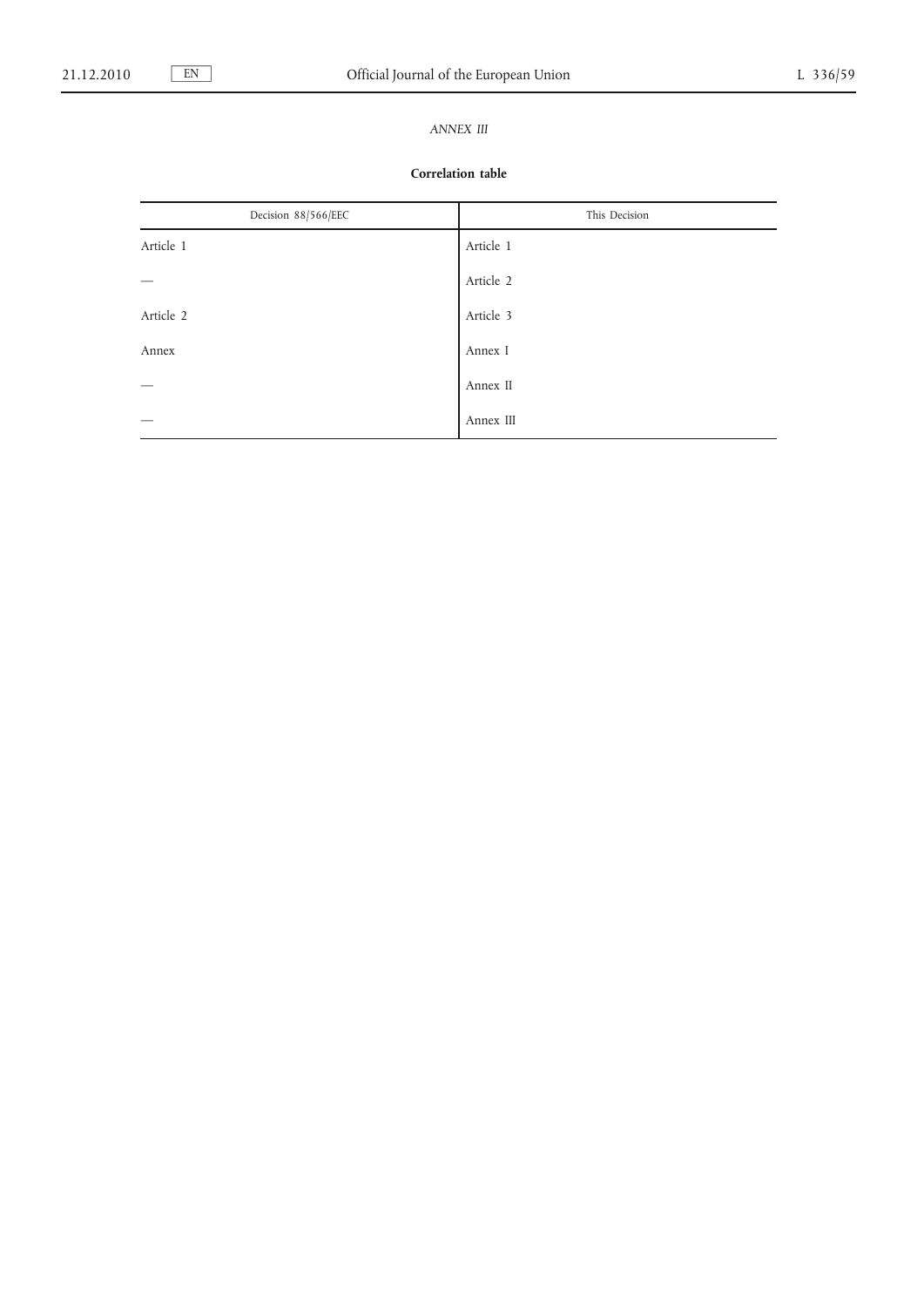*ANNEX III*

**Correlation table**

| Decision 88/566/EEC | This Decision |
|---|---|
| Article 1 | Article 1 |
| — | Article 2 |
| Article 2 | Article 3 |
| Annex | Annex I |
| — | Annex II |
| — | Annex III |